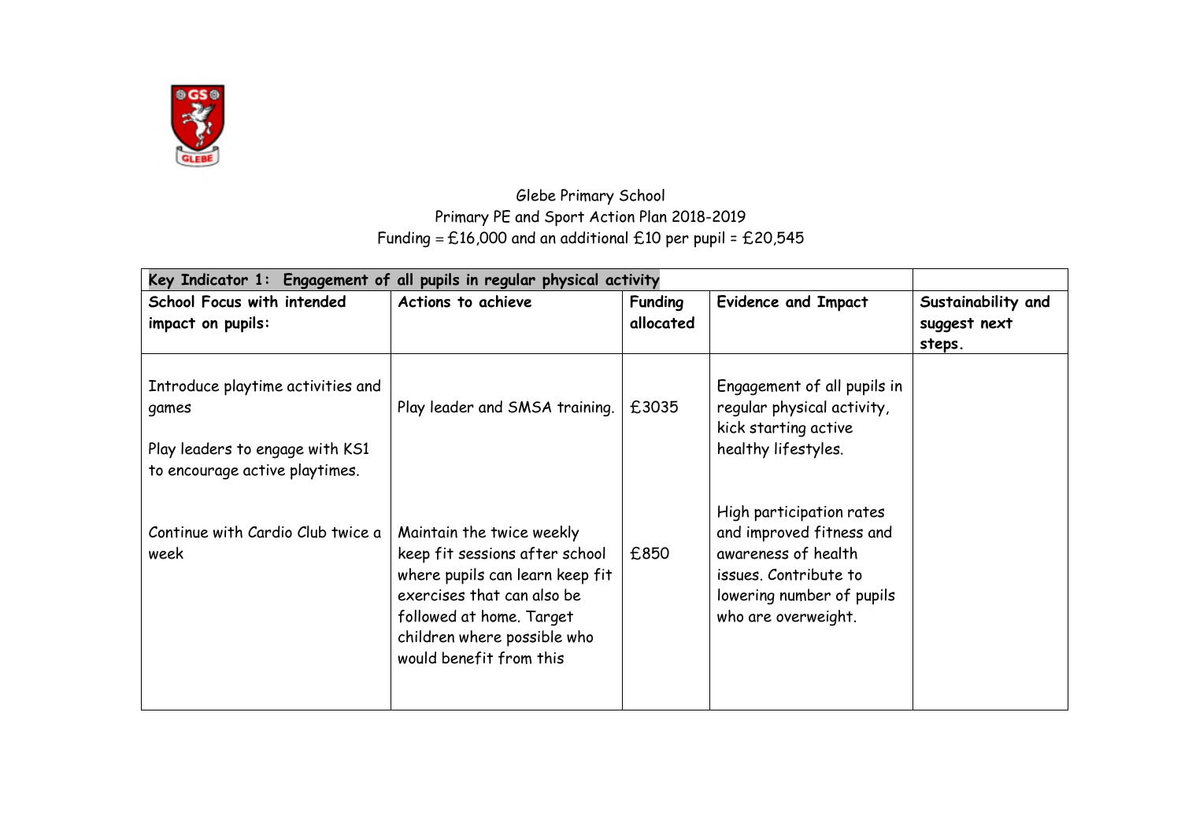Glebe Primary School
Primary PE and Sport Action Plan 2018-2019
Funding = £16,000 and an additional £10 per pupil = £20,545

| Key Indicator 1: Engagement of all pupils in regular physical activity | | | | |
|---|---|---|---|---|
| **School Focus with intended impact on pupils:** | **Actions to achieve** | **Funding allocated** | **Evidence and Impact** | **Sustainability and suggest next steps.** |
| Introduce playtime activities and games<br><br>Play leaders to engage with KS1 to encourage active playtimes. | Play leader and SMSA training. | £3035 | Engagement of all pupils in regular physical activity, kick starting active healthy lifestyles. | |
| Continue with Cardio Club twice a week | Maintain the twice weekly keep fit sessions after school where pupils can learn keep fit exercises that can also be followed at home. Target children where possible who would benefit from this | £850 | High participation rates and improved fitness and awareness of health issues. Contribute to lowering number of pupils who are overweight. | |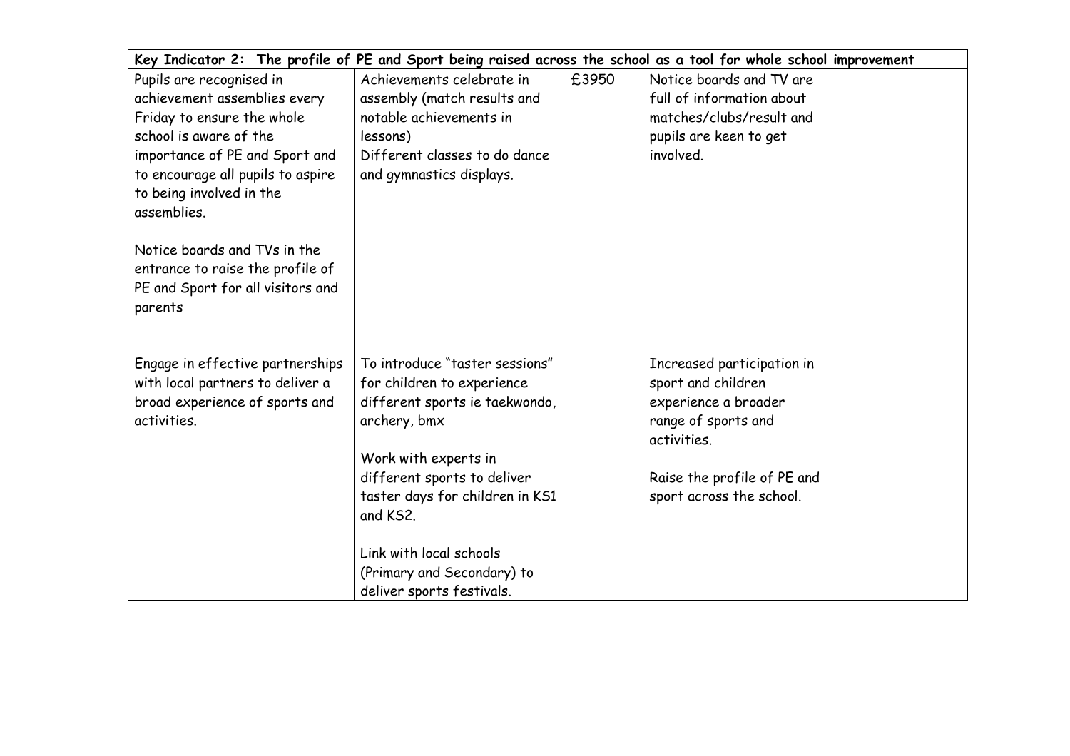| Key Indicator 2: The profile of PE and Sport being raised across the school as a tool for whole school improvement | | | | |
|---|---|---|---|---|
| Pupils are recognised in achievement assemblies every Friday to ensure the whole school is aware of the importance of PE and Sport and to encourage all pupils to aspire to being involved in the assemblies.<br><br>Notice boards and TVs in the entrance to raise the profile of PE and Sport for all visitors and parents | Achievements celebrate in assembly (match results and notable achievements in lessons)<br>Different classes to do dance and gymnastics displays. | £3950 | Notice boards and TV are full of information about matches/clubs/result and pupils are keen to get involved. | |
| Engage in effective partnerships with local partners to deliver a broad experience of sports and activities. | To introduce "taster sessions" for children to experience different sports ie taekwondo, archery, bmx<br><br>Work with experts in different sports to deliver taster days for children in KS1 and KS2.<br><br>Link with local schools (Primary and Secondary) to deliver sports festivals. | | Increased participation in sport and children experience a broader range of sports and activities.<br><br>Raise the profile of PE and sport across the school. | |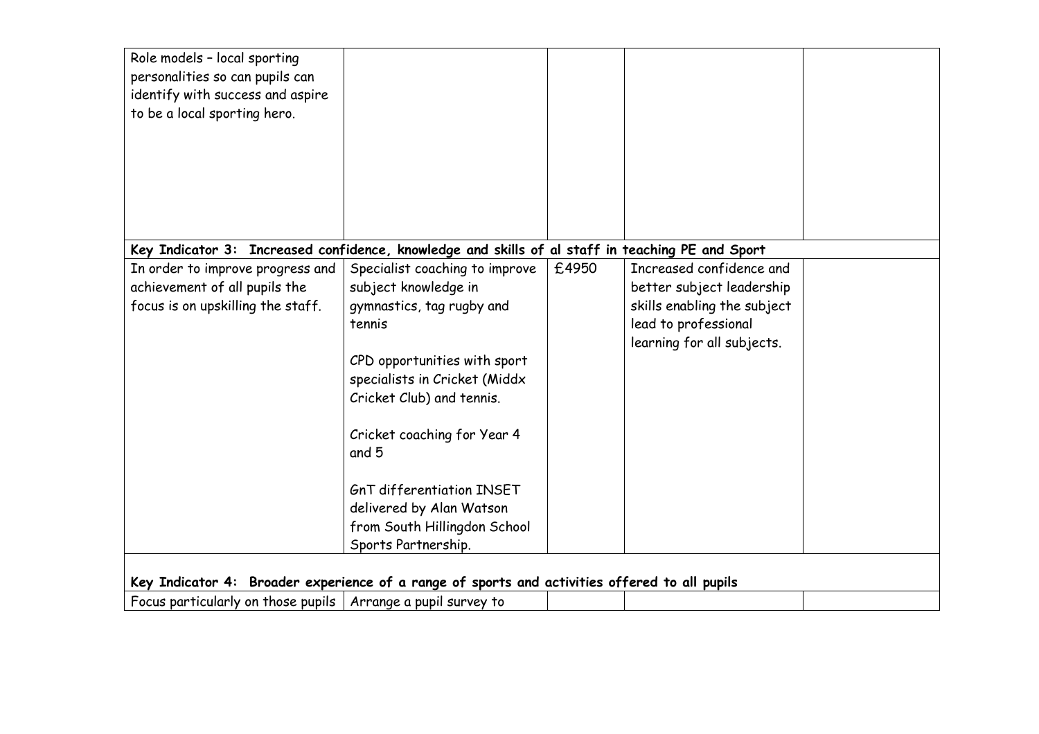| | | | | |
|---|---|---|---|---|
| Role models – local sporting personalities so can pupils can identify with success and aspire to be a local sporting hero. | | | | |
| **Key Indicator 3: Increased confidence, knowledge and skills of al staff in teaching PE and Sport** | | | | |
| In order to improve progress and achievement of all pupils the focus is on upskilling the staff. | Specialist coaching to improve subject knowledge in gymnastics, tag rugby and tennis<br><br>CPD opportunities with sport specialists in Cricket (Middx Cricket Club) and tennis.<br><br>Cricket coaching for Year 4 and 5<br><br>GnT differentiation INSET delivered by Alan Watson from South Hillingdon School Sports Partnership. | £4950 | Increased confidence and better subject leadership skills enabling the subject lead to professional learning for all subjects. | |
| **Key Indicator 4: Broader experience of a range of sports and activities offered to all pupils** | | | | |
| Focus particularly on those pupils | Arrange a pupil survey to | | | |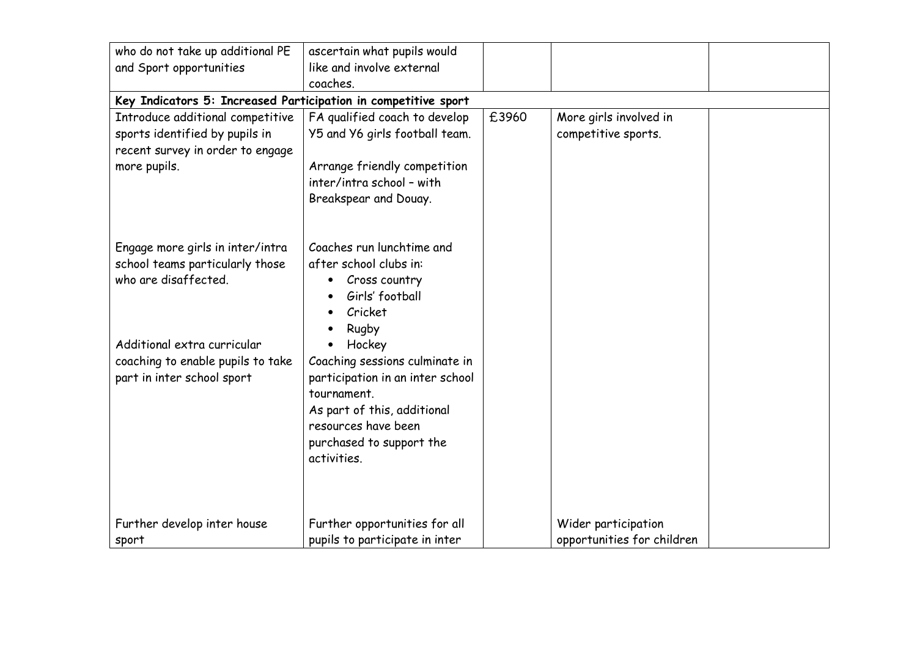| | | | | |
|---|---|---|---|---|
| who do not take up additional PE and Sport opportunities | ascertain what pupils would like and involve external coaches. | | | |
| **Key Indicators 5: Increased Participation in competitive sport** | | | | |
| Introduce additional competitive sports identified by pupils in recent survey in order to engage more pupils.<br><br>Engage more girls in inter/intra school teams particularly those who are disaffected.<br><br>Additional extra curricular coaching to enable pupils to take part in inter school sport | FA qualified coach to develop Y5 and Y6 girls football team.<br><br>Arrange friendly competition inter/intra school – with Breakspear and Douay.<br><br>Coaches run lunchtime and after school clubs in:<br>• Cross country<br>• Girls' football<br>• Cricket<br>• Rugby<br>• Hockey<br>Coaching sessions culminate in participation in an inter school tournament.<br>As part of this, additional resources have been purchased to support the activities. | £3960 | More girls involved in competitive sports. | |
| Further develop inter house sport | Further opportunities for all pupils to participate in inter | | Wider participation opportunities for children | |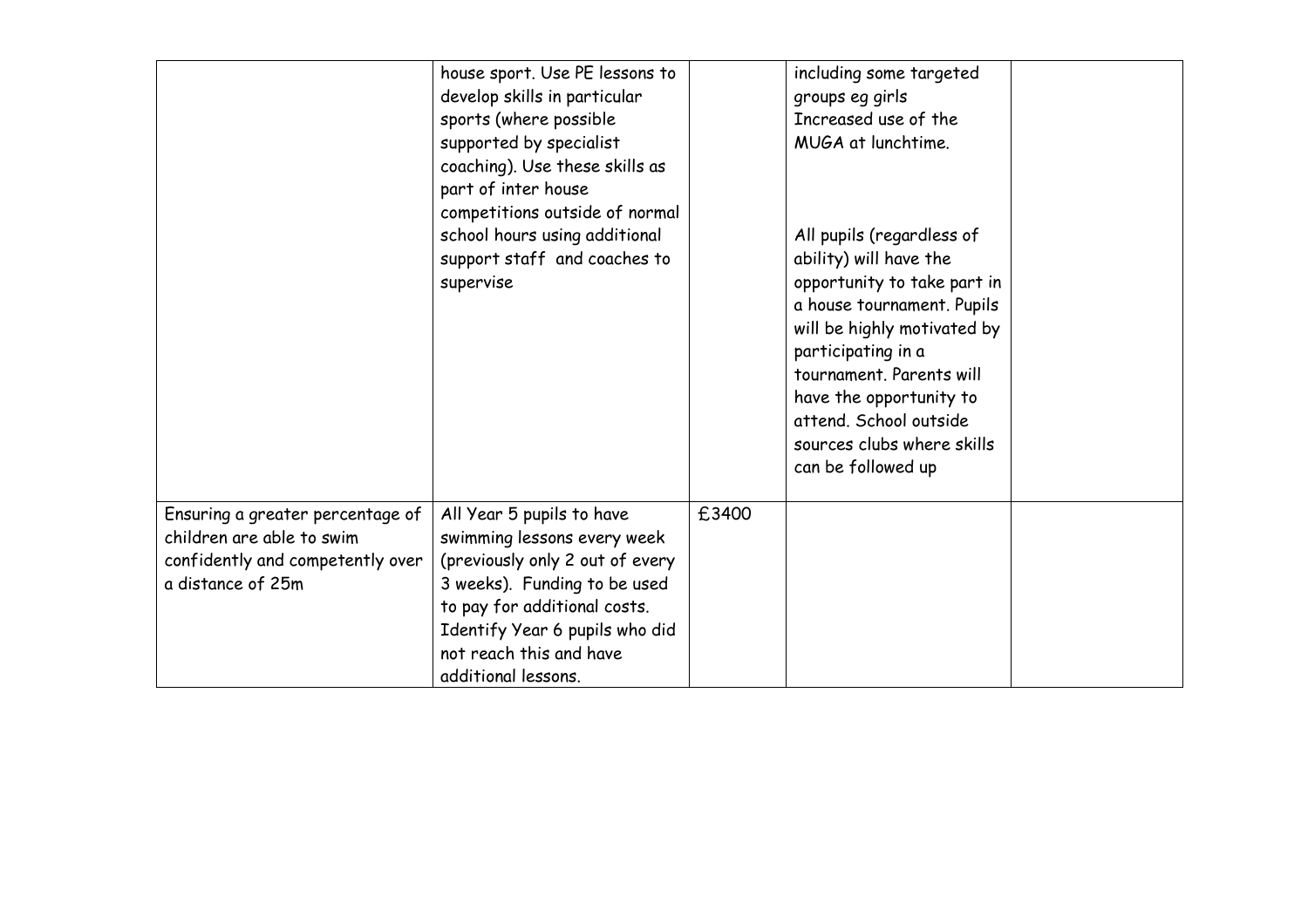| | | | | |
|---|---|---|---|---|
| | house sport. Use PE lessons to develop skills in particular sports (where possible supported by specialist coaching). Use these skills as part of inter house competitions outside of normal school hours using additional support staff and coaches to supervise | | including some targeted groups eg girls<br>Increased use of the MUGA at lunchtime.<br><br>All pupils (regardless of ability) will have the opportunity to take part in a house tournament. Pupils will be highly motivated by participating in a tournament. Parents will have the opportunity to attend. School outside sources clubs where skills can be followed up | |
| Ensuring a greater percentage of children are able to swim confidently and competently over a distance of 25m | All Year 5 pupils to have swimming lessons every week (previously only 2 out of every 3 weeks). Funding to be used to pay for additional costs. Identify Year 6 pupils who did not reach this and have additional lessons. | £3400 | | |